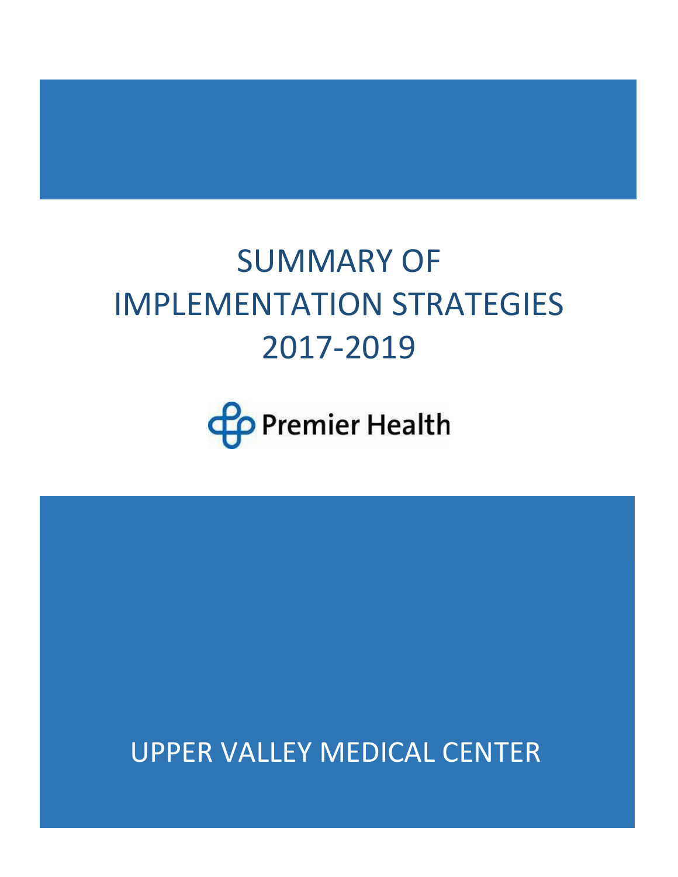# SUMMARY OF IMPLEMENTATION STRATEGIES 2017-2019

Premier Health

UPPER VALLEY MEDICAL CENTER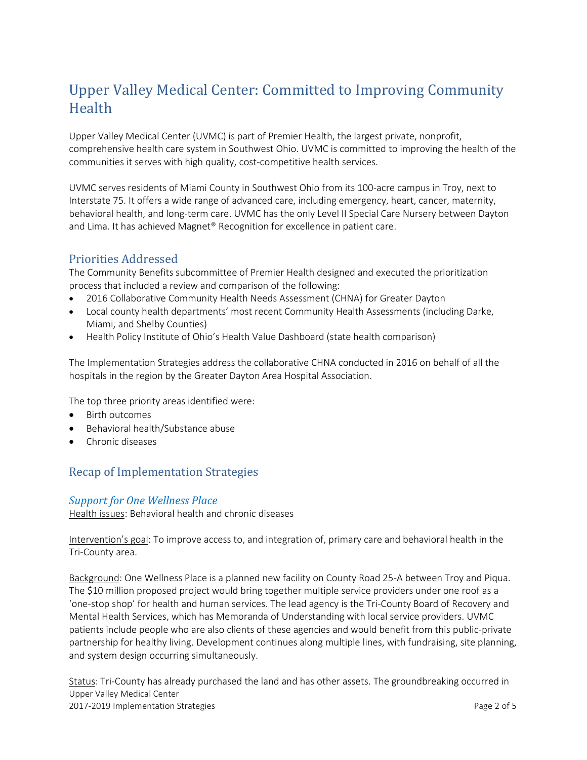# Upper Valley Medical Center: Committed to Improving Community Health

Upper Valley Medical Center (UVMC) is part of Premier Health, the largest private, nonprofit, comprehensive health care system in Southwest Ohio. UVMC is committed to improving the health of the communities it serves with high quality, cost-competitive health services.

UVMC serves residents of Miami County in Southwest Ohio from its 100-acre campus in Troy, next to Interstate 75. It offers a wide range of advanced care, including emergency, heart, cancer, maternity, behavioral health, and long-term care. UVMC has the only Level II Special Care Nursery between Dayton and Lima. It has achieved Magnet® Recognition for excellence in patient care.

## Priorities Addressed

The Community Benefits subcommittee of Premier Health designed and executed the prioritization process that included a review and comparison of the following:

- 2016 Collaborative Community Health Needs Assessment (CHNA) for Greater Dayton
- Local county health departments' most recent Community Health Assessments (including Darke, Miami, and Shelby Counties)
- Health Policy Institute of Ohio's Health Value Dashboard (state health comparison)

The Implementation Strategies address the collaborative CHNA conducted in 2016 on behalf of all the hospitals in the region by the Greater Dayton Area Hospital Association.

The top three priority areas identified were:

- Birth outcomes
- Behavioral health/Substance abuse
- Chronic diseases

## Recap of Implementation Strategies

### *Support for One Wellness Place*

Health issues: Behavioral health and chronic diseases

Intervention's goal: To improve access to, and integration of, primary care and behavioral health in the Tri-County area.

Background: One Wellness Place is a planned new facility on County Road 25-A between Troy and Piqua. The $10 million proposed project would bring together multiple service providers under one roof as a 'one-stop shop' for health and human services. The lead agency is the Tri-County Board of Recovery and Mental Health Services, which has Memoranda of Understanding with local service providers. UVMC patients include people who are also clients of these agencies and would benefit from this public-private partnership for healthy living. Development continues along multiple lines, with fundraising, site planning, and system design occurring simultaneously.

Status: Tri-County has already purchased the land and has other assets. The groundbreaking occurred in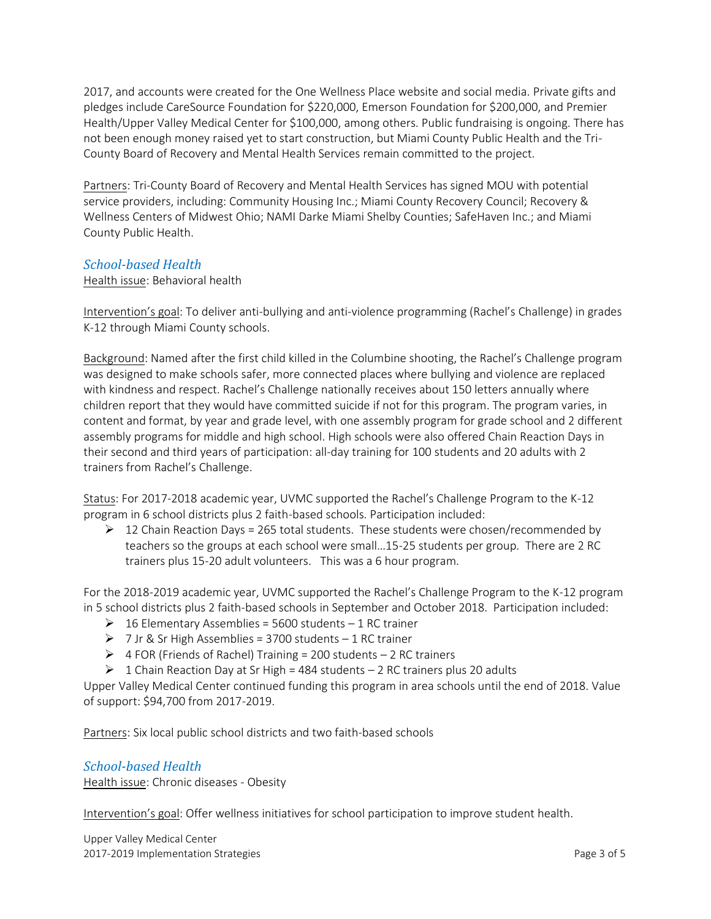2017, and accounts were created for the One Wellness Place website and social media. Private gifts and pledges include CareSource Foundation for $220,000, Emerson Foundation for $200,000, and Premier Health/Upper Valley Medical Center for $100,000, among others. Public fundraising is ongoing. There has not been enough money raised yet to start construction, but Miami County Public Health and the Tri-County Board of Recovery and Mental Health Services remain committed to the project.

Partners: Tri-County Board of Recovery and Mental Health Services has signed MOU with potential service providers, including: Community Housing Inc.; Miami County Recovery Council; Recovery & Wellness Centers of Midwest Ohio; NAMI Darke Miami Shelby Counties; SafeHaven Inc.; and Miami County Public Health.

### *School-based Health*

Health issue: Behavioral health

Intervention's goal: To deliver anti-bullying and anti-violence programming (Rachel's Challenge) in grades K-12 through Miami County schools.

Background: Named after the first child killed in the Columbine shooting, the Rachel's Challenge program was designed to make schools safer, more connected places where bullying and violence are replaced with kindness and respect. Rachel's Challenge nationally receives about 150 letters annually where children report that they would have committed suicide if not for this program. The program varies, in content and format, by year and grade level, with one assembly program for grade school and 2 different assembly programs for middle and high school. High schools were also offered Chain Reaction Days in their second and third years of participation: all-day training for 100 students and 20 adults with 2 trainers from Rachel's Challenge.

Status: For 2017-2018 academic year, UVMC supported the Rachel's Challenge Program to the K-12 program in 6 school districts plus 2 faith-based schools. Participation included:

- 12 Chain Reaction Days = 265 total students. These students were chosen/recommended by teachers so the groups at each school were small…15-25 students per group. There are 2 RC trainers plus 15-20 adult volunteers. This was a 6 hour program.

For the 2018-2019 academic year, UVMC supported the Rachel's Challenge Program to the K-12 program in 5 school districts plus 2 faith-based schools in September and October 2018. Participation included:

- 16 Elementary Assemblies = 5600 students – 1 RC trainer
- 7 Jr & Sr High Assemblies = 3700 students – 1 RC trainer
- 4 FOR (Friends of Rachel) Training = 200 students – 2 RC trainers
- 1 Chain Reaction Day at Sr High = 484 students – 2 RC trainers plus 20 adults

Upper Valley Medical Center continued funding this program in area schools until the end of 2018. Value of support: $94,700 from 2017-2019.

Partners: Six local public school districts and two faith-based schools

### *School-based Health*

Health issue: Chronic diseases - Obesity

Intervention's goal: Offer wellness initiatives for school participation to improve student health.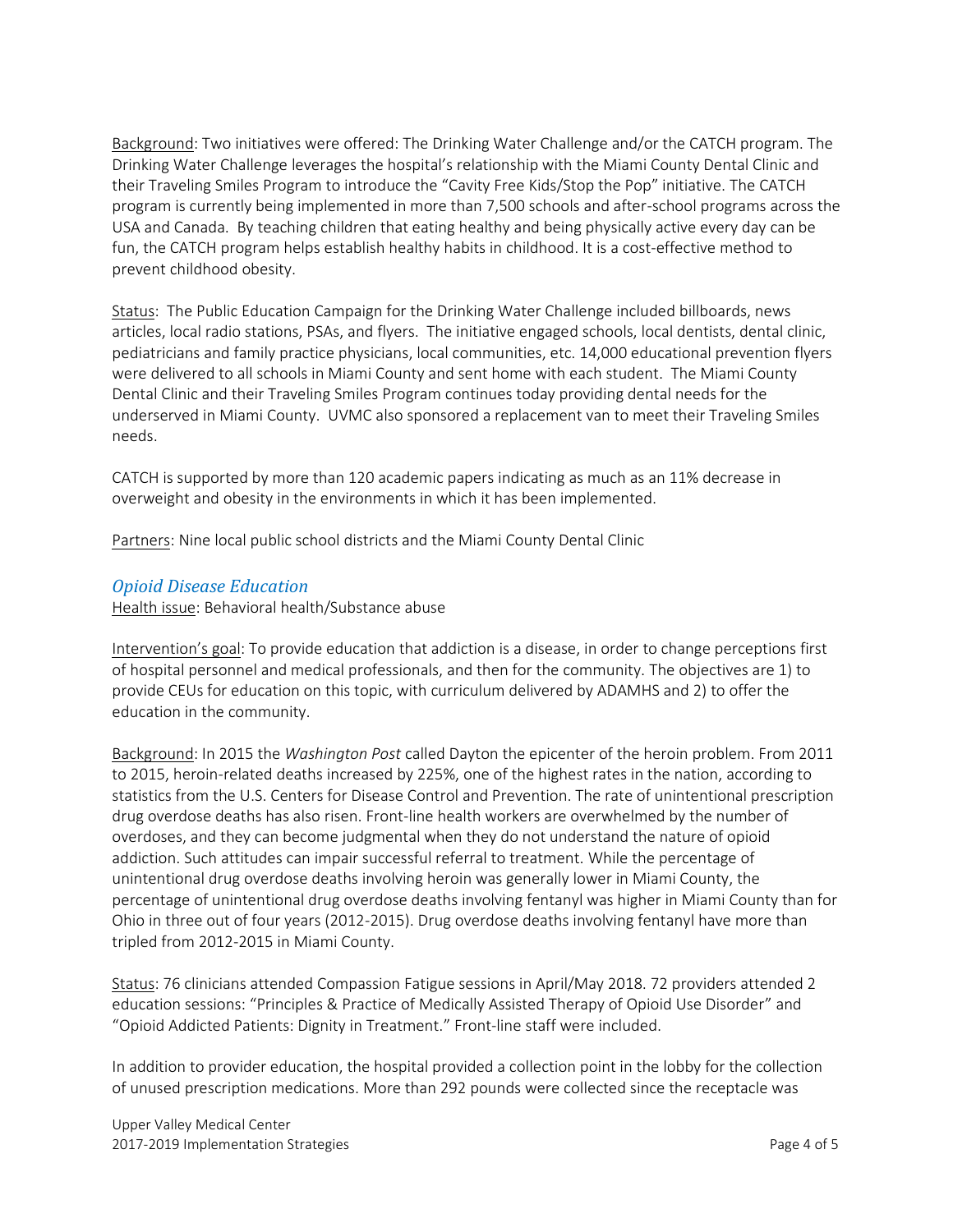Background: Two initiatives were offered: The Drinking Water Challenge and/or the CATCH program. The Drinking Water Challenge leverages the hospital's relationship with the Miami County Dental Clinic and their Traveling Smiles Program to introduce the "Cavity Free Kids/Stop the Pop" initiative. The CATCH program is currently being implemented in more than 7,500 schools and after-school programs across the USA and Canada. By teaching children that eating healthy and being physically active every day can be fun, the CATCH program helps establish healthy habits in childhood. It is a cost-effective method to prevent childhood obesity.

Status: The Public Education Campaign for the Drinking Water Challenge included billboards, news articles, local radio stations, PSAs, and flyers. The initiative engaged schools, local dentists, dental clinic, pediatricians and family practice physicians, local communities, etc. 14,000 educational prevention flyers were delivered to all schools in Miami County and sent home with each student. The Miami County Dental Clinic and their Traveling Smiles Program continues today providing dental needs for the underserved in Miami County. UVMC also sponsored a replacement van to meet their Traveling Smiles needs.

CATCH is supported by more than 120 academic papers indicating as much as an 11% decrease in overweight and obesity in the environments in which it has been implemented.

Partners: Nine local public school districts and the Miami County Dental Clinic

### *Opioid Disease Education*

Health issue: Behavioral health/Substance abuse

Intervention's goal: To provide education that addiction is a disease, in order to change perceptions first of hospital personnel and medical professionals, and then for the community. The objectives are 1) to provide CEUs for education on this topic, with curriculum delivered by ADAMHS and 2) to offer the education in the community.

Background: In 2015 the *Washington Post* called Dayton the epicenter of the heroin problem. From 2011 to 2015, heroin-related deaths increased by 225%, one of the highest rates in the nation, according to statistics from the U.S. Centers for Disease Control and Prevention. The rate of unintentional prescription drug overdose deaths has also risen. Front-line health workers are overwhelmed by the number of overdoses, and they can become judgmental when they do not understand the nature of opioid addiction. Such attitudes can impair successful referral to treatment. While the percentage of unintentional drug overdose deaths involving heroin was generally lower in Miami County, the percentage of unintentional drug overdose deaths involving fentanyl was higher in Miami County than for Ohio in three out of four years (2012-2015). Drug overdose deaths involving fentanyl have more than tripled from 2012-2015 in Miami County.

Status: 76 clinicians attended Compassion Fatigue sessions in April/May 2018. 72 providers attended 2 education sessions: "Principles & Practice of Medically Assisted Therapy of Opioid Use Disorder" and "Opioid Addicted Patients: Dignity in Treatment." Front-line staff were included.

In addition to provider education, the hospital provided a collection point in the lobby for the collection of unused prescription medications. More than 292 pounds were collected since the receptacle was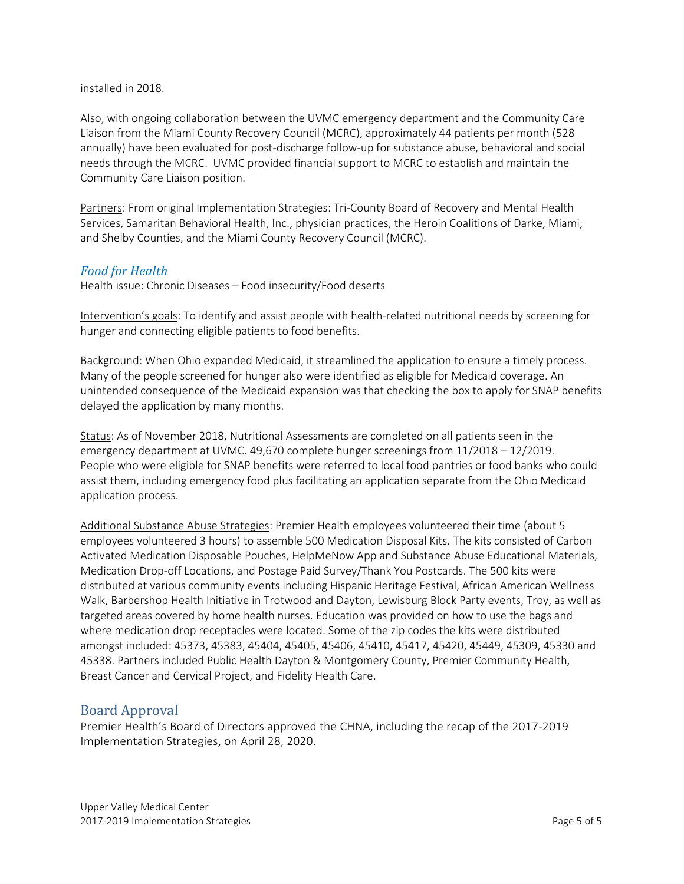installed in 2018.

Also, with ongoing collaboration between the UVMC emergency department and the Community Care Liaison from the Miami County Recovery Council (MCRC), approximately 44 patients per month (528 annually) have been evaluated for post-discharge follow-up for substance abuse, behavioral and social needs through the MCRC. UVMC provided financial support to MCRC to establish and maintain the Community Care Liaison position.

Partners: From original Implementation Strategies: Tri-County Board of Recovery and Mental Health Services, Samaritan Behavioral Health, Inc., physician practices, the Heroin Coalitions of Darke, Miami, and Shelby Counties, and the Miami County Recovery Council (MCRC).

### *Food for Health*

Health issue: Chronic Diseases – Food insecurity/Food deserts

Intervention's goals: To identify and assist people with health-related nutritional needs by screening for hunger and connecting eligible patients to food benefits.

Background: When Ohio expanded Medicaid, it streamlined the application to ensure a timely process. Many of the people screened for hunger also were identified as eligible for Medicaid coverage. An unintended consequence of the Medicaid expansion was that checking the box to apply for SNAP benefits delayed the application by many months.

Status: As of November 2018, Nutritional Assessments are completed on all patients seen in the emergency department at UVMC. 49,670 complete hunger screenings from 11/2018 – 12/2019. People who were eligible for SNAP benefits were referred to local food pantries or food banks who could assist them, including emergency food plus facilitating an application separate from the Ohio Medicaid application process.

Additional Substance Abuse Strategies: Premier Health employees volunteered their time (about 5 employees volunteered 3 hours) to assemble 500 Medication Disposal Kits. The kits consisted of Carbon Activated Medication Disposable Pouches, HelpMeNow App and Substance Abuse Educational Materials, Medication Drop-off Locations, and Postage Paid Survey/Thank You Postcards. The 500 kits were distributed at various community events including Hispanic Heritage Festival, African American Wellness Walk, Barbershop Health Initiative in Trotwood and Dayton, Lewisburg Block Party events, Troy, as well as targeted areas covered by home health nurses. Education was provided on how to use the bags and where medication drop receptacles were located. Some of the zip codes the kits were distributed amongst included: 45373, 45383, 45404, 45405, 45406, 45410, 45417, 45420, 45449, 45309, 45330 and 45338. Partners included Public Health Dayton & Montgomery County, Premier Community Health, Breast Cancer and Cervical Project, and Fidelity Health Care.

## Board Approval

Premier Health's Board of Directors approved the CHNA, including the recap of the 2017-2019 Implementation Strategies, on April 28, 2020.